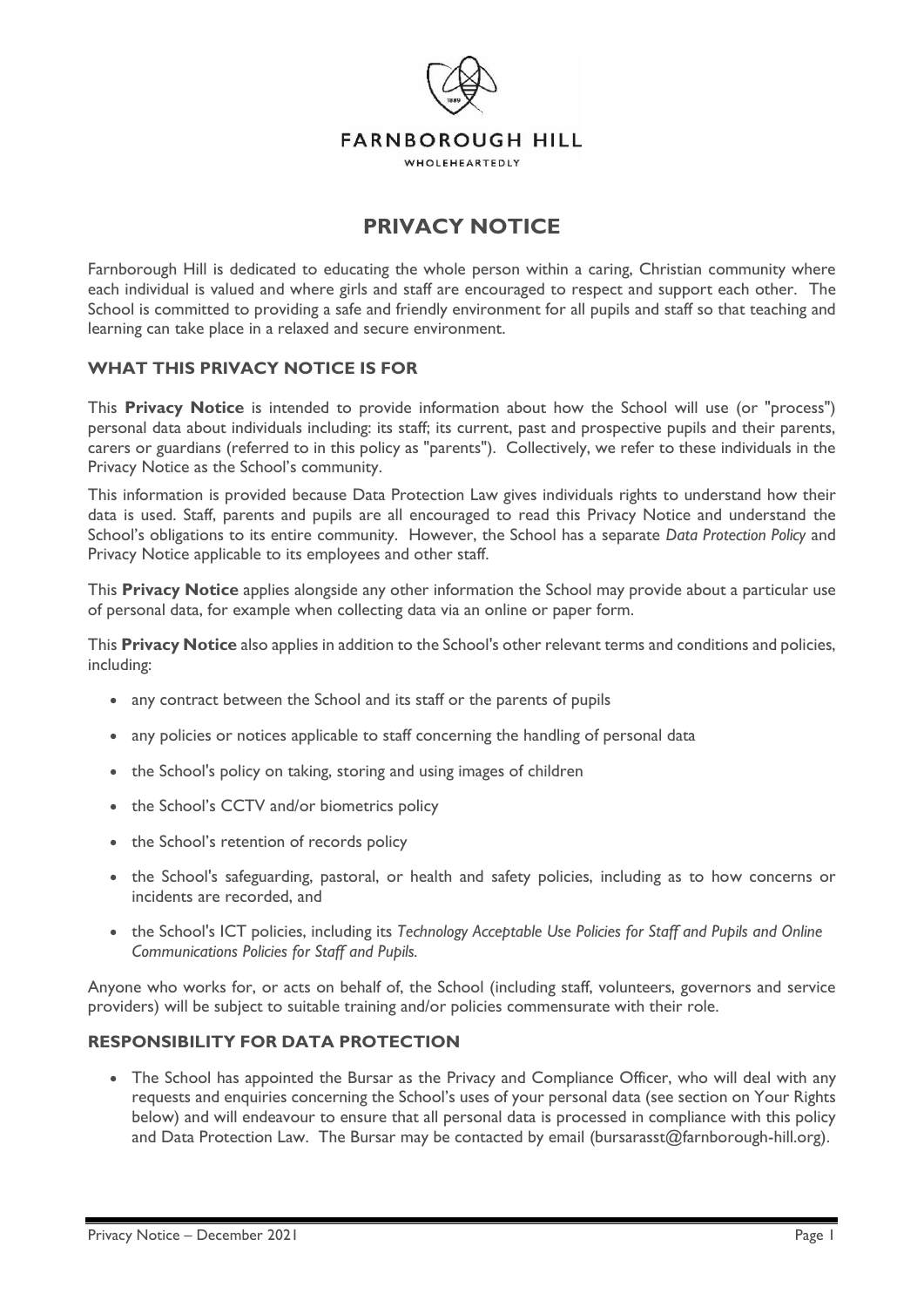FARNBOROUGH HILL

WHOLEHEARTEDLY

# PRIVACY NOTICE

Farnborough Hill is dedicated to educating the whole person within a caring, Christian community where each individual is valued and where girls and staff are encouraged to respect and support each other. The School is committed to providing a safe and friendly environment for all pupils and staff so that teaching and learning can take place in a relaxed and secure environment.

## WHAT THIS PRIVACY NOTICE IS FOR

This **Privacy Notice** is intended to provide information about how the School will use (or "process") personal data about individuals including: its staff; its current, past and prospective pupils and their parents, carers or guardians (referred to in this policy as "parents"). Collectively, we refer to these individuals in the Privacy Notice as the School's community.

This information is provided because Data Protection Law gives individuals rights to understand how their data is used. Staff, parents and pupils are all encouraged to read this Privacy Notice and understand the School's obligations to its entire community. However, the School has a separate *Data Protection Policy* and Privacy Notice applicable to its employees and other staff.

This **Privacy Notice** applies alongside any other information the School may provide about a particular use of personal data, for example when collecting data via an online or paper form.

This **Privacy Notice** also applies in addition to the School's other relevant terms and conditions and policies, including:

- any contract between the School and its staff or the parents of pupils
- any policies or notices applicable to staff concerning the handling of personal data
- the School's policy on taking, storing and using images of children
- the School's CCTV and/or biometrics policy
- the School's retention of records policy
- the School's safeguarding, pastoral, or health and safety policies, including as to how concerns or incidents are recorded, and
- the School's ICT policies, including its *Technology Acceptable Use Policies for Staff and Pupils and Online Communications Policies for Staff and Pupils.*

Anyone who works for, or acts on behalf of, the School (including staff, volunteers, governors and service providers) will be subject to suitable training and/or policies commensurate with their role.

## RESPONSIBILITY FOR DATA PROTECTION

- The School has appointed the Bursar as the Privacy and Compliance Officer, who will deal with any requests and enquiries concerning the School's uses of your personal data (see section on Your Rights below) and will endeavour to ensure that all personal data is processed in compliance with this policy and Data Protection Law. The Bursar may be contacted by email (bursarasst@farnborough-hill.org).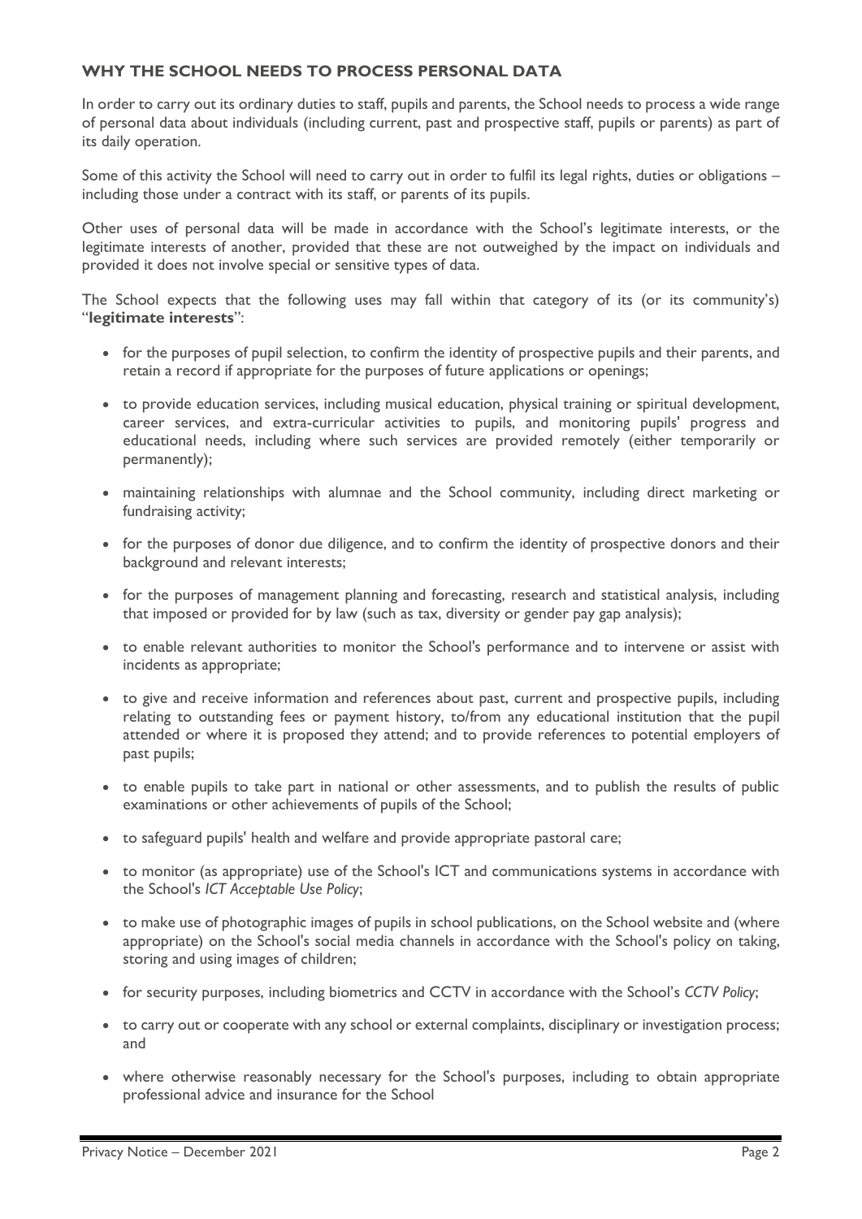## WHY THE SCHOOL NEEDS TO PROCESS PERSONAL DATA

In order to carry out its ordinary duties to staff, pupils and parents, the School needs to process a wide range of personal data about individuals (including current, past and prospective staff, pupils or parents) as part of its daily operation.

Some of this activity the School will need to carry out in order to fulfil its legal rights, duties or obligations – including those under a contract with its staff, or parents of its pupils.

Other uses of personal data will be made in accordance with the School's legitimate interests, or the legitimate interests of another, provided that these are not outweighed by the impact on individuals and provided it does not involve special or sensitive types of data.

The School expects that the following uses may fall within that category of its (or its community's) "**legitimate interests**":

- for the purposes of pupil selection, to confirm the identity of prospective pupils and their parents, and retain a record if appropriate for the purposes of future applications or openings;
- to provide education services, including musical education, physical training or spiritual development, career services, and extra-curricular activities to pupils, and monitoring pupils' progress and educational needs, including where such services are provided remotely (either temporarily or permanently);
- maintaining relationships with alumnae and the School community, including direct marketing or fundraising activity;
- for the purposes of donor due diligence, and to confirm the identity of prospective donors and their background and relevant interests;
- for the purposes of management planning and forecasting, research and statistical analysis, including that imposed or provided for by law (such as tax, diversity or gender pay gap analysis);
- to enable relevant authorities to monitor the School's performance and to intervene or assist with incidents as appropriate;
- to give and receive information and references about past, current and prospective pupils, including relating to outstanding fees or payment history, to/from any educational institution that the pupil attended or where it is proposed they attend; and to provide references to potential employers of past pupils;
- to enable pupils to take part in national or other assessments, and to publish the results of public examinations or other achievements of pupils of the School;
- to safeguard pupils' health and welfare and provide appropriate pastoral care;
- to monitor (as appropriate) use of the School's ICT and communications systems in accordance with the School's *ICT Acceptable Use Policy*;
- to make use of photographic images of pupils in school publications, on the School website and (where appropriate) on the School's social media channels in accordance with the School's policy on taking, storing and using images of children;
- for security purposes, including biometrics and CCTV in accordance with the School's *CCTV Policy*;
- to carry out or cooperate with any school or external complaints, disciplinary or investigation process; and
- where otherwise reasonably necessary for the School's purposes, including to obtain appropriate professional advice and insurance for the School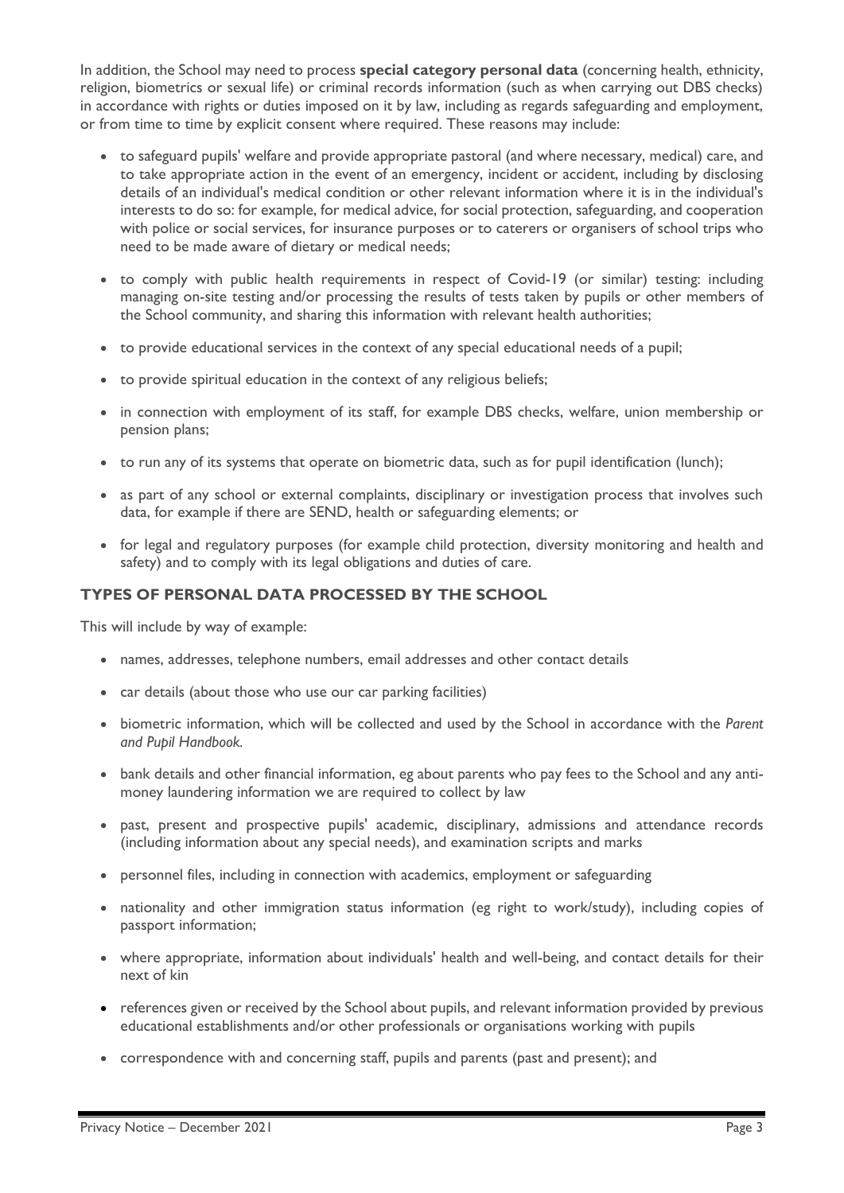In addition, the School may need to process **special category personal data** (concerning health, ethnicity, religion, biometrics or sexual life) or criminal records information (such as when carrying out DBS checks) in accordance with rights or duties imposed on it by law, including as regards safeguarding and employment, or from time to time by explicit consent where required. These reasons may include:

- to safeguard pupils' welfare and provide appropriate pastoral (and where necessary, medical) care, and to take appropriate action in the event of an emergency, incident or accident, including by disclosing details of an individual's medical condition or other relevant information where it is in the individual's interests to do so: for example, for medical advice, for social protection, safeguarding, and cooperation with police or social services, for insurance purposes or to caterers or organisers of school trips who need to be made aware of dietary or medical needs;
- to comply with public health requirements in respect of Covid-19 (or similar) testing: including managing on-site testing and/or processing the results of tests taken by pupils or other members of the School community, and sharing this information with relevant health authorities;
- to provide educational services in the context of any special educational needs of a pupil;
- to provide spiritual education in the context of any religious beliefs;
- in connection with employment of its staff, for example DBS checks, welfare, union membership or pension plans;
- to run any of its systems that operate on biometric data, such as for pupil identification (lunch);
- as part of any school or external complaints, disciplinary or investigation process that involves such data, for example if there are SEND, health or safeguarding elements; or
- for legal and regulatory purposes (for example child protection, diversity monitoring and health and safety) and to comply with its legal obligations and duties of care.

## TYPES OF PERSONAL DATA PROCESSED BY THE SCHOOL

This will include by way of example:

- names, addresses, telephone numbers, email addresses and other contact details
- car details (about those who use our car parking facilities)
- biometric information, which will be collected and used by the School in accordance with the *Parent and Pupil Handbook.*
- bank details and other financial information, eg about parents who pay fees to the School and any anti-money laundering information we are required to collect by law
- past, present and prospective pupils' academic, disciplinary, admissions and attendance records (including information about any special needs), and examination scripts and marks
- personnel files, including in connection with academics, employment or safeguarding
- nationality and other immigration status information (eg right to work/study), including copies of passport information;
- where appropriate, information about individuals' health and well-being, and contact details for their next of kin
- references given or received by the School about pupils, and relevant information provided by previous educational establishments and/or other professionals or organisations working with pupils
- correspondence with and concerning staff, pupils and parents (past and present); and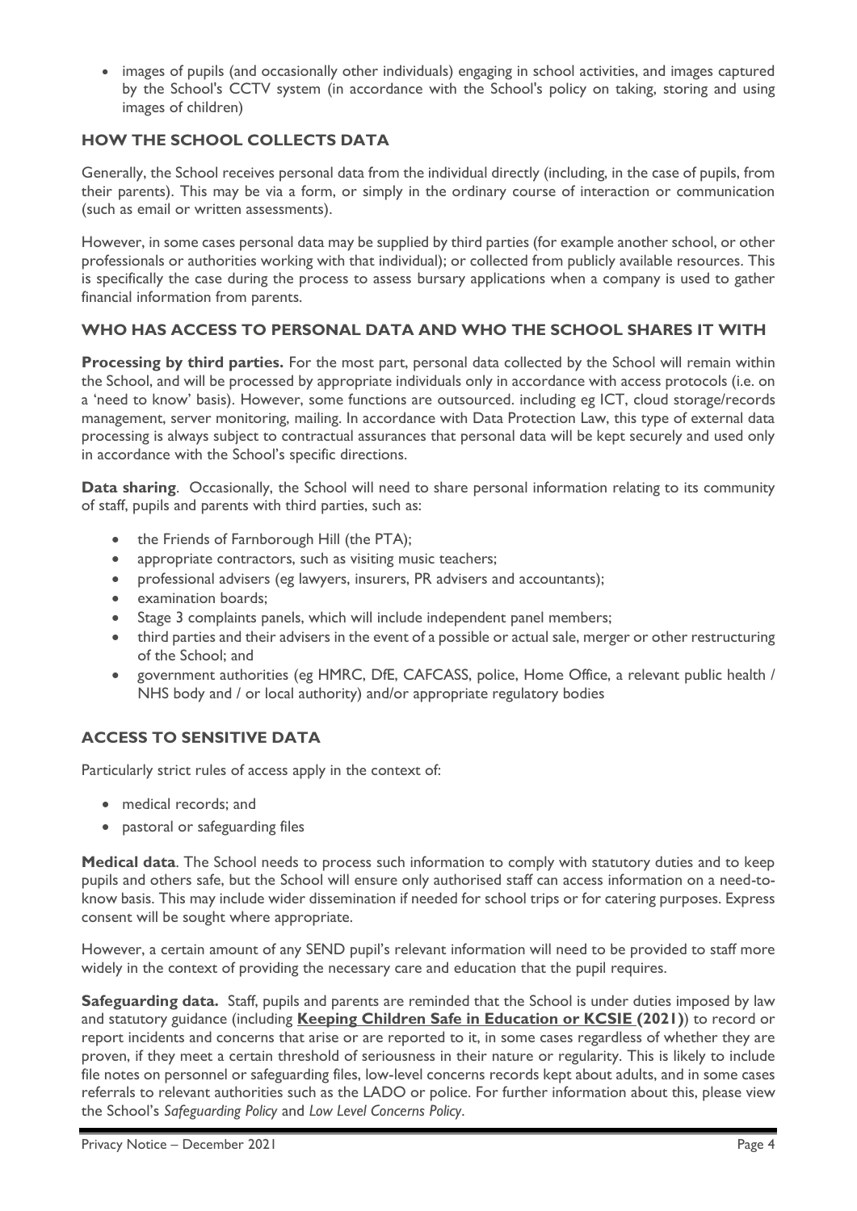- images of pupils (and occasionally other individuals) engaging in school activities, and images captured by the School's CCTV system (in accordance with the School's policy on taking, storing and using images of children)

## HOW THE SCHOOL COLLECTS DATA

Generally, the School receives personal data from the individual directly (including, in the case of pupils, from their parents). This may be via a form, or simply in the ordinary course of interaction or communication (such as email or written assessments).

However, in some cases personal data may be supplied by third parties (for example another school, or other professionals or authorities working with that individual); or collected from publicly available resources. This is specifically the case during the process to assess bursary applications when a company is used to gather financial information from parents.

## WHO HAS ACCESS TO PERSONAL DATA AND WHO THE SCHOOL SHARES IT WITH

**Processing by third parties.** For the most part, personal data collected by the School will remain within the School, and will be processed by appropriate individuals only in accordance with access protocols (i.e. on a 'need to know' basis). However, some functions are outsourced. including eg ICT, cloud storage/records management, server monitoring, mailing. In accordance with Data Protection Law, this type of external data processing is always subject to contractual assurances that personal data will be kept securely and used only in accordance with the School's specific directions.

**Data sharing**. Occasionally, the School will need to share personal information relating to its community of staff, pupils and parents with third parties, such as:

- the Friends of Farnborough Hill (the PTA);
- appropriate contractors, such as visiting music teachers;
- professional advisers (eg lawyers, insurers, PR advisers and accountants);
- examination boards;
- Stage 3 complaints panels, which will include independent panel members;
- third parties and their advisers in the event of a possible or actual sale, merger or other restructuring of the School; and
- government authorities (eg HMRC, DfE, CAFCASS, police, Home Office, a relevant public health / NHS body and / or local authority) and/or appropriate regulatory bodies

## ACCESS TO SENSITIVE DATA

Particularly strict rules of access apply in the context of:

- medical records; and
- pastoral or safeguarding files

**Medical data**. The School needs to process such information to comply with statutory duties and to keep pupils and others safe, but the School will ensure only authorised staff can access information on a need-to-know basis. This may include wider dissemination if needed for school trips or for catering purposes. Express consent will be sought where appropriate.

However, a certain amount of any SEND pupil's relevant information will need to be provided to staff more widely in the context of providing the necessary care and education that the pupil requires.

**Safeguarding data.** Staff, pupils and parents are reminded that the School is under duties imposed by law and statutory guidance (including **Keeping Children Safe in Education or KCSIE (2021)**) to record or report incidents and concerns that arise or are reported to it, in some cases regardless of whether they are proven, if they meet a certain threshold of seriousness in their nature or regularity. This is likely to include file notes on personnel or safeguarding files, low-level concerns records kept about adults, and in some cases referrals to relevant authorities such as the LADO or police. For further information about this, please view the School's *Safeguarding Policy* and *Low Level Concerns Policy*.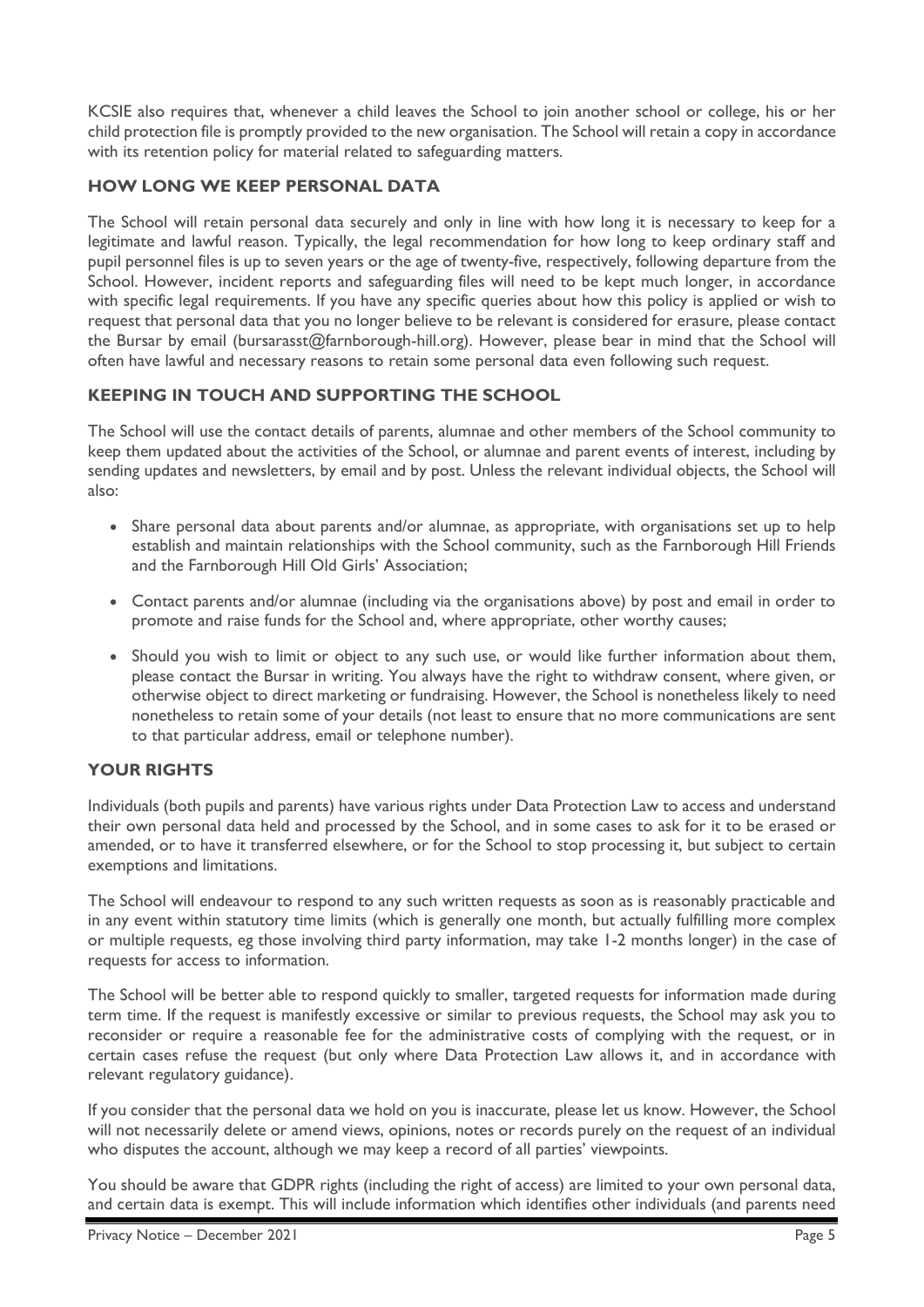KCSIE also requires that, whenever a child leaves the School to join another school or college, his or her child protection file is promptly provided to the new organisation. The School will retain a copy in accordance with its retention policy for material related to safeguarding matters.

## HOW LONG WE KEEP PERSONAL DATA

The School will retain personal data securely and only in line with how long it is necessary to keep for a legitimate and lawful reason. Typically, the legal recommendation for how long to keep ordinary staff and pupil personnel files is up to seven years or the age of twenty-five, respectively, following departure from the School. However, incident reports and safeguarding files will need to be kept much longer, in accordance with specific legal requirements. If you have any specific queries about how this policy is applied or wish to request that personal data that you no longer believe to be relevant is considered for erasure, please contact the Bursar by email (bursarasst@farnborough-hill.org). However, please bear in mind that the School will often have lawful and necessary reasons to retain some personal data even following such request.

## KEEPING IN TOUCH AND SUPPORTING THE SCHOOL

The School will use the contact details of parents, alumnae and other members of the School community to keep them updated about the activities of the School, or alumnae and parent events of interest, including by sending updates and newsletters, by email and by post. Unless the relevant individual objects, the School will also:

- Share personal data about parents and/or alumnae, as appropriate, with organisations set up to help establish and maintain relationships with the School community, such as the Farnborough Hill Friends and the Farnborough Hill Old Girls' Association;
- Contact parents and/or alumnae (including via the organisations above) by post and email in order to promote and raise funds for the School and, where appropriate, other worthy causes;
- Should you wish to limit or object to any such use, or would like further information about them, please contact the Bursar in writing. You always have the right to withdraw consent, where given, or otherwise object to direct marketing or fundraising. However, the School is nonetheless likely to need nonetheless to retain some of your details (not least to ensure that no more communications are sent to that particular address, email or telephone number).

## YOUR RIGHTS

Individuals (both pupils and parents) have various rights under Data Protection Law to access and understand their own personal data held and processed by the School, and in some cases to ask for it to be erased or amended, or to have it transferred elsewhere, or for the School to stop processing it, but subject to certain exemptions and limitations.

The School will endeavour to respond to any such written requests as soon as is reasonably practicable and in any event within statutory time limits (which is generally one month, but actually fulfilling more complex or multiple requests, eg those involving third party information, may take 1-2 months longer) in the case of requests for access to information.

The School will be better able to respond quickly to smaller, targeted requests for information made during term time. If the request is manifestly excessive or similar to previous requests, the School may ask you to reconsider or require a reasonable fee for the administrative costs of complying with the request, or in certain cases refuse the request (but only where Data Protection Law allows it, and in accordance with relevant regulatory guidance).

If you consider that the personal data we hold on you is inaccurate, please let us know. However, the School will not necessarily delete or amend views, opinions, notes or records purely on the request of an individual who disputes the account, although we may keep a record of all parties' viewpoints.

You should be aware that GDPR rights (including the right of access) are limited to your own personal data, and certain data is exempt. This will include information which identifies other individuals (and parents need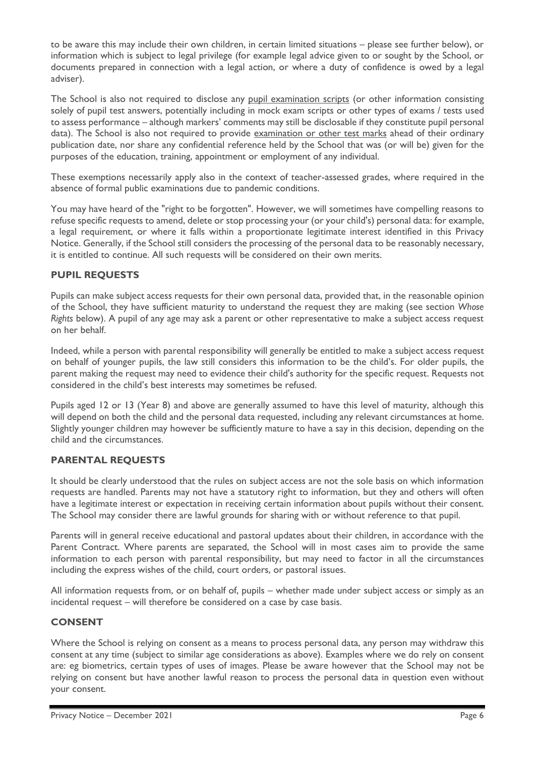to be aware this may include their own children, in certain limited situations – please see further below), or information which is subject to legal privilege (for example legal advice given to or sought by the School, or documents prepared in connection with a legal action, or where a duty of confidence is owed by a legal adviser).

The School is also not required to disclose any pupil examination scripts (or other information consisting solely of pupil test answers, potentially including in mock exam scripts or other types of exams / tests used to assess performance – although markers' comments may still be disclosable if they constitute pupil personal data). The School is also not required to provide examination or other test marks ahead of their ordinary publication date, nor share any confidential reference held by the School that was (or will be) given for the purposes of the education, training, appointment or employment of any individual.

These exemptions necessarily apply also in the context of teacher-assessed grades, where required in the absence of formal public examinations due to pandemic conditions.

You may have heard of the "right to be forgotten". However, we will sometimes have compelling reasons to refuse specific requests to amend, delete or stop processing your (or your child's) personal data: for example, a legal requirement, or where it falls within a proportionate legitimate interest identified in this Privacy Notice. Generally, if the School still considers the processing of the personal data to be reasonably necessary, it is entitled to continue. All such requests will be considered on their own merits.

## PUPIL REQUESTS

Pupils can make subject access requests for their own personal data, provided that, in the reasonable opinion of the School, they have sufficient maturity to understand the request they are making (see section *Whose Rights* below). A pupil of any age may ask a parent or other representative to make a subject access request on her behalf.

Indeed, while a person with parental responsibility will generally be entitled to make a subject access request on behalf of younger pupils, the law still considers this information to be the child's. For older pupils, the parent making the request may need to evidence their child's authority for the specific request. Requests not considered in the child's best interests may sometimes be refused.

Pupils aged 12 or 13 (Year 8) and above are generally assumed to have this level of maturity, although this will depend on both the child and the personal data requested, including any relevant circumstances at home. Slightly younger children may however be sufficiently mature to have a say in this decision, depending on the child and the circumstances.

## PARENTAL REQUESTS

It should be clearly understood that the rules on subject access are not the sole basis on which information requests are handled. Parents may not have a statutory right to information, but they and others will often have a legitimate interest or expectation in receiving certain information about pupils without their consent. The School may consider there are lawful grounds for sharing with or without reference to that pupil.

Parents will in general receive educational and pastoral updates about their children, in accordance with the Parent Contract. Where parents are separated, the School will in most cases aim to provide the same information to each person with parental responsibility, but may need to factor in all the circumstances including the express wishes of the child, court orders, or pastoral issues.

All information requests from, or on behalf of, pupils – whether made under subject access or simply as an incidental request – will therefore be considered on a case by case basis.

## CONSENT

Where the School is relying on consent as a means to process personal data, any person may withdraw this consent at any time (subject to similar age considerations as above). Examples where we do rely on consent are: eg biometrics, certain types of uses of images. Please be aware however that the School may not be relying on consent but have another lawful reason to process the personal data in question even without your consent.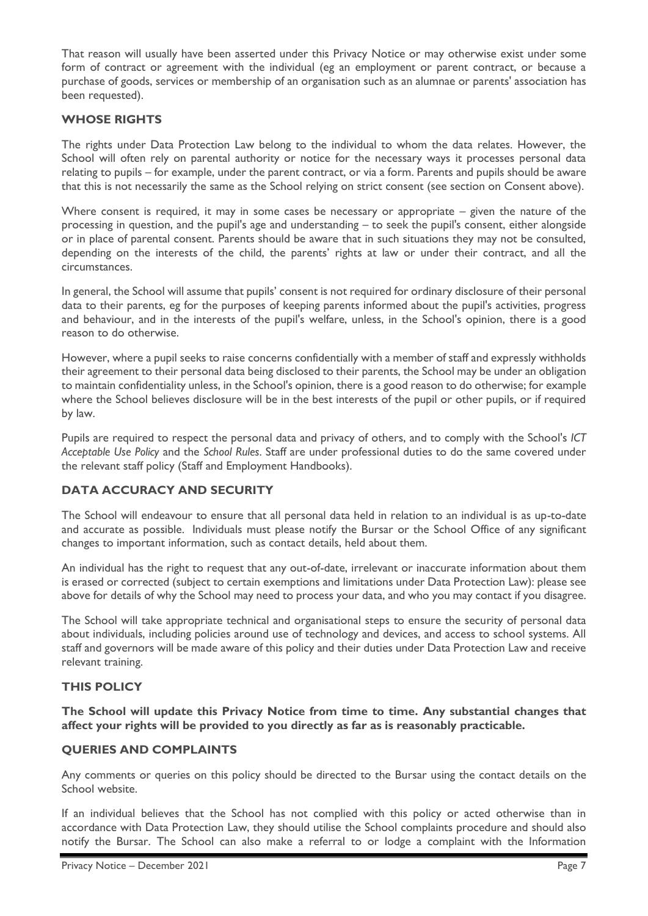That reason will usually have been asserted under this Privacy Notice or may otherwise exist under some form of contract or agreement with the individual (eg an employment or parent contract, or because a purchase of goods, services or membership of an organisation such as an alumnae or parents' association has been requested).

## WHOSE RIGHTS

The rights under Data Protection Law belong to the individual to whom the data relates. However, the School will often rely on parental authority or notice for the necessary ways it processes personal data relating to pupils – for example, under the parent contract, or via a form. Parents and pupils should be aware that this is not necessarily the same as the School relying on strict consent (see section on Consent above).

Where consent is required, it may in some cases be necessary or appropriate – given the nature of the processing in question, and the pupil's age and understanding – to seek the pupil's consent, either alongside or in place of parental consent. Parents should be aware that in such situations they may not be consulted, depending on the interests of the child, the parents' rights at law or under their contract, and all the circumstances.

In general, the School will assume that pupils' consent is not required for ordinary disclosure of their personal data to their parents, eg for the purposes of keeping parents informed about the pupil's activities, progress and behaviour, and in the interests of the pupil's welfare, unless, in the School's opinion, there is a good reason to do otherwise.

However, where a pupil seeks to raise concerns confidentially with a member of staff and expressly withholds their agreement to their personal data being disclosed to their parents, the School may be under an obligation to maintain confidentiality unless, in the School's opinion, there is a good reason to do otherwise; for example where the School believes disclosure will be in the best interests of the pupil or other pupils, or if required by law.

Pupils are required to respect the personal data and privacy of others, and to comply with the School's *ICT Acceptable Use Policy* and the *School Rules*. Staff are under professional duties to do the same covered under the relevant staff policy (Staff and Employment Handbooks).

## DATA ACCURACY AND SECURITY

The School will endeavour to ensure that all personal data held in relation to an individual is as up-to-date and accurate as possible. Individuals must please notify the Bursar or the School Office of any significant changes to important information, such as contact details, held about them.

An individual has the right to request that any out-of-date, irrelevant or inaccurate information about them is erased or corrected (subject to certain exemptions and limitations under Data Protection Law): please see above for details of why the School may need to process your data, and who you may contact if you disagree.

The School will take appropriate technical and organisational steps to ensure the security of personal data about individuals, including policies around use of technology and devices, and access to school systems. All staff and governors will be made aware of this policy and their duties under Data Protection Law and receive relevant training.

## THIS POLICY

**The School will update this Privacy Notice from time to time. Any substantial changes that affect your rights will be provided to you directly as far as is reasonably practicable.**

## QUERIES AND COMPLAINTS

Any comments or queries on this policy should be directed to the Bursar using the contact details on the School website.

If an individual believes that the School has not complied with this policy or acted otherwise than in accordance with Data Protection Law, they should utilise the School complaints procedure and should also notify the Bursar. The School can also make a referral to or lodge a complaint with the Information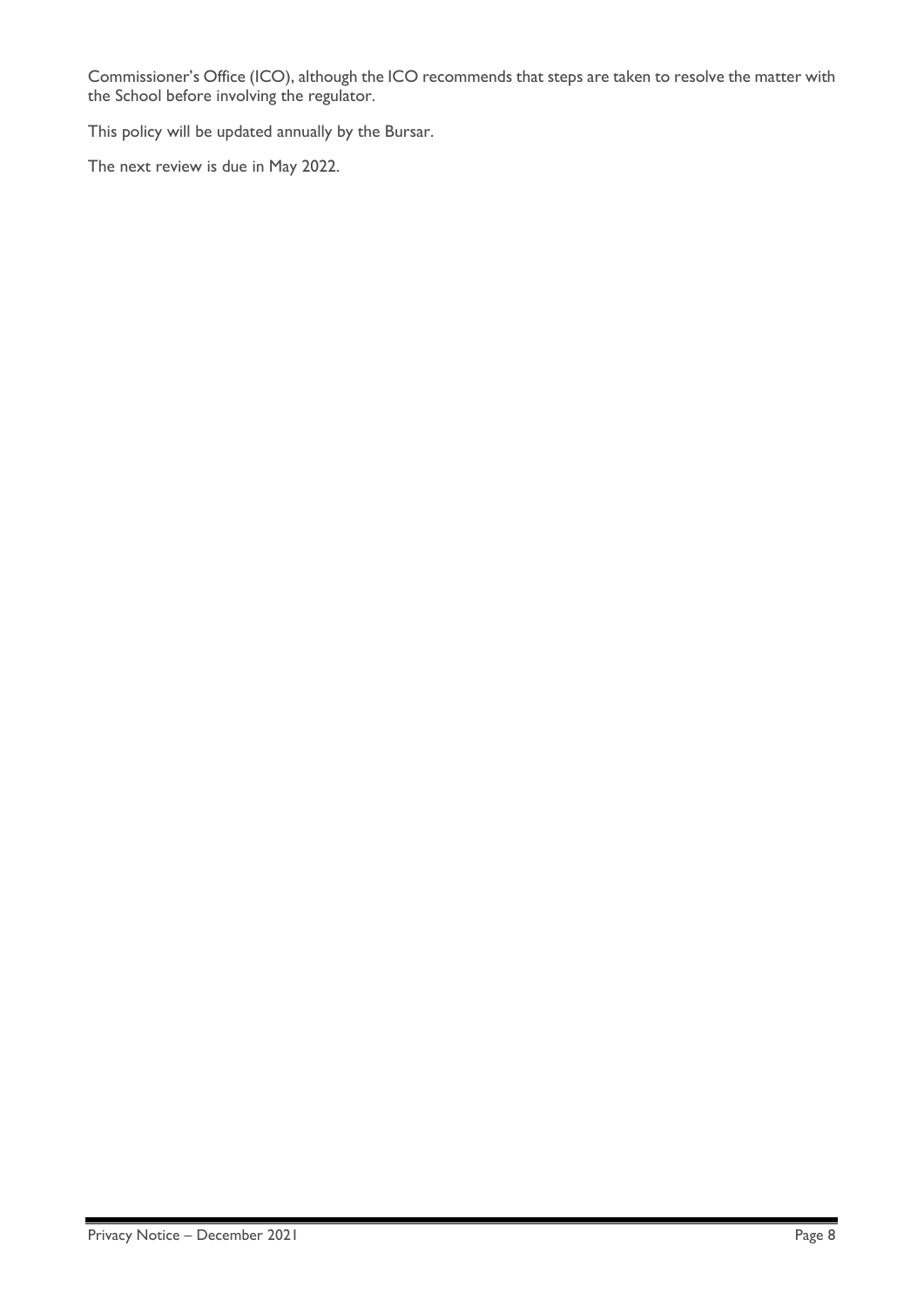Commissioner's Office (ICO), although the ICO recommends that steps are taken to resolve the matter with the School before involving the regulator.

This policy will be updated annually by the Bursar.

The next review is due in May 2022.